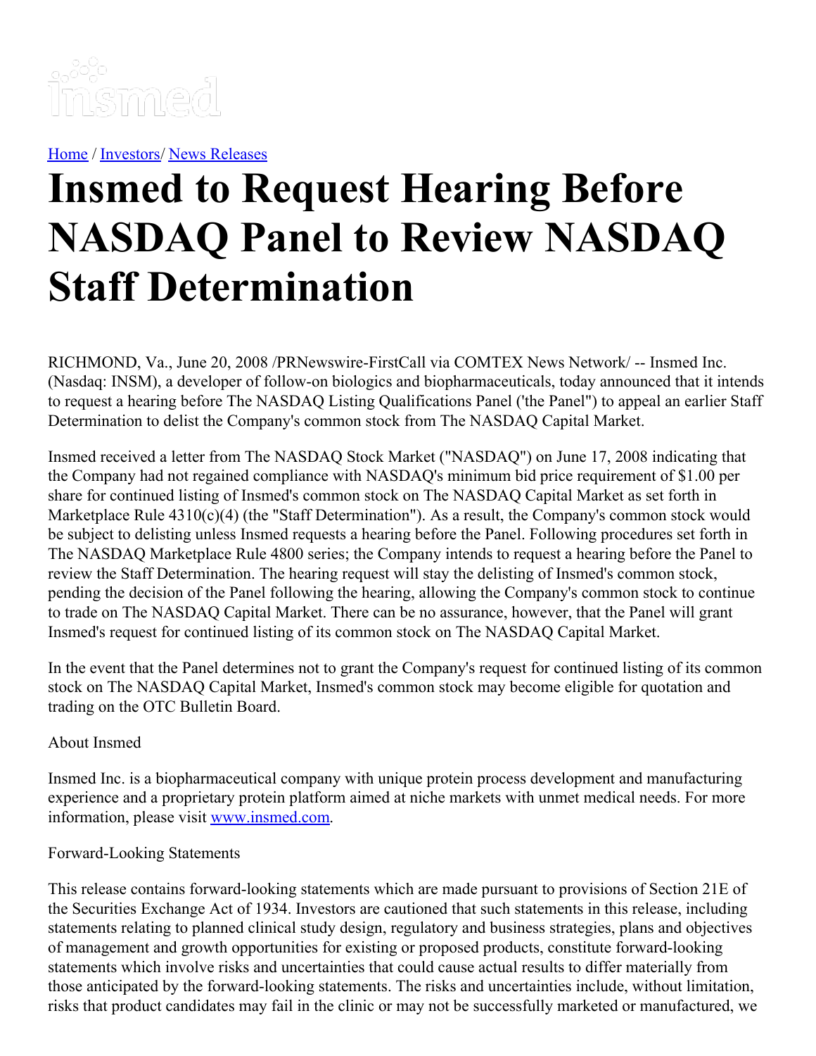[Home](#) / [Investors](#)/ [News Releases](#)

# Insmed to Request Hearing Before NASDAQ Panel to Review NASDAQ Staff Determination

RICHMOND, Va., June 20, 2008 /PRNewswire-FirstCall via COMTEX News Network/ -- Insmed Inc. (Nasdaq: INSM), a developer of follow-on biologics and biopharmaceuticals, today announced that it intends to request a hearing before The NASDAQ Listing Qualifications Panel ('the Panel") to appeal an earlier Staff Determination to delist the Company's common stock from The NASDAQ Capital Market.

Insmed received a letter from The NASDAQ Stock Market ("NASDAQ") on June 17, 2008 indicating that the Company had not regained compliance with NASDAQ's minimum bid price requirement of $1.00 per share for continued listing of Insmed's common stock on The NASDAQ Capital Market as set forth in Marketplace Rule 4310(c)(4) (the "Staff Determination"). As a result, the Company's common stock would be subject to delisting unless Insmed requests a hearing before the Panel. Following procedures set forth in The NASDAQ Marketplace Rule 4800 series; the Company intends to request a hearing before the Panel to review the Staff Determination. The hearing request will stay the delisting of Insmed's common stock, pending the decision of the Panel following the hearing, allowing the Company's common stock to continue to trade on The NASDAQ Capital Market. There can be no assurance, however, that the Panel will grant Insmed's request for continued listing of its common stock on The NASDAQ Capital Market.

In the event that the Panel determines not to grant the Company's request for continued listing of its common stock on The NASDAQ Capital Market, Insmed's common stock may become eligible for quotation and trading on the OTC Bulletin Board.

About Insmed

Insmed Inc. is a biopharmaceutical company with unique protein process development and manufacturing experience and a proprietary protein platform aimed at niche markets with unmet medical needs. For more information, please visit [www.insmed.com](http://www.insmed.com).

Forward-Looking Statements

This release contains forward-looking statements which are made pursuant to provisions of Section 21E of the Securities Exchange Act of 1934. Investors are cautioned that such statements in this release, including statements relating to planned clinical study design, regulatory and business strategies, plans and objectives of management and growth opportunities for existing or proposed products, constitute forward-looking statements which involve risks and uncertainties that could cause actual results to differ materially from those anticipated by the forward-looking statements. The risks and uncertainties include, without limitation, risks that product candidates may fail in the clinic or may not be successfully marketed or manufactured, we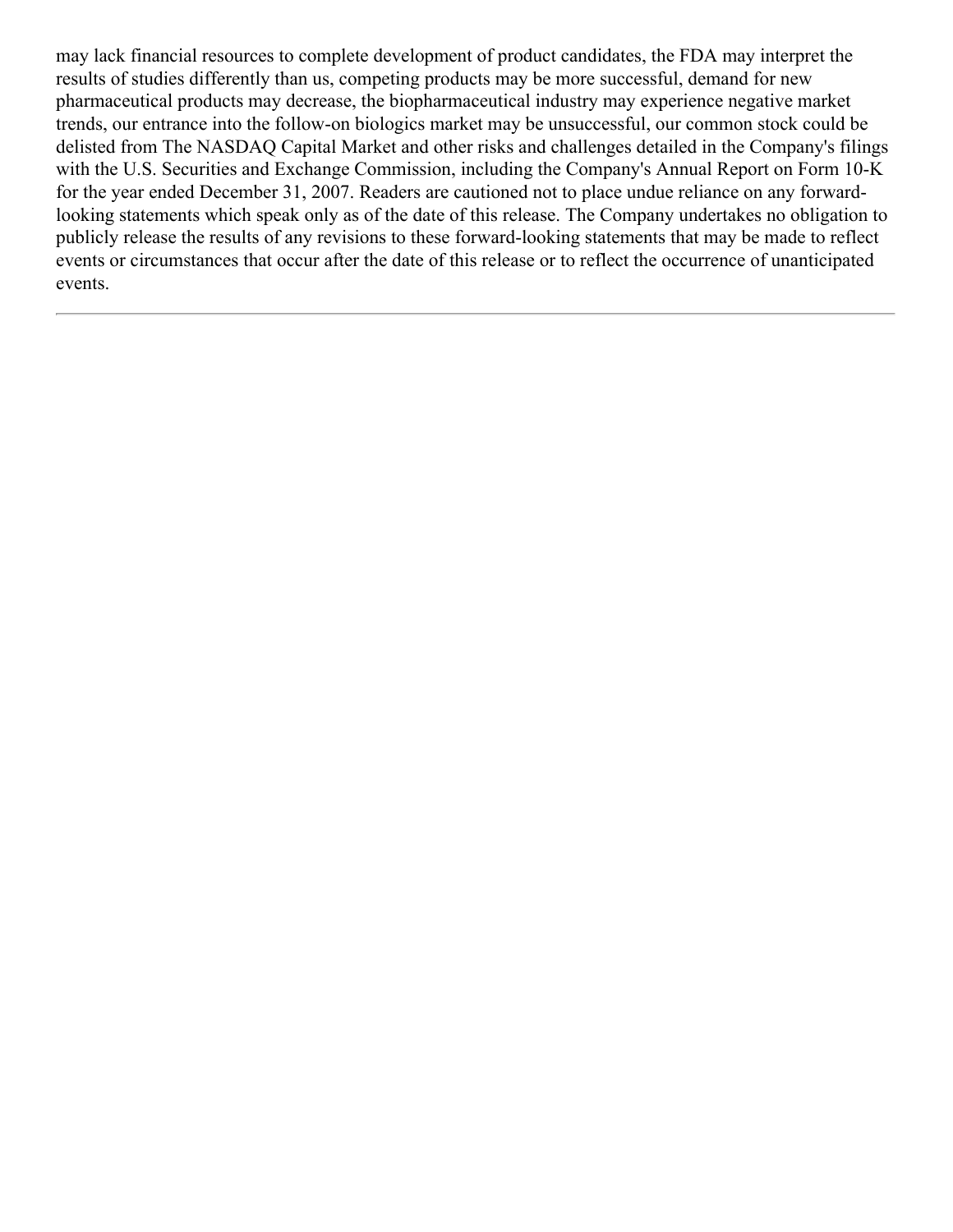may lack financial resources to complete development of product candidates, the FDA may interpret the results of studies differently than us, competing products may be more successful, demand for new pharmaceutical products may decrease, the biopharmaceutical industry may experience negative market trends, our entrance into the follow-on biologics market may be unsuccessful, our common stock could be delisted from The NASDAQ Capital Market and other risks and challenges detailed in the Company's filings with the U.S. Securities and Exchange Commission, including the Company's Annual Report on Form 10-K for the year ended December 31, 2007. Readers are cautioned not to place undue reliance on any forward-looking statements which speak only as of the date of this release. The Company undertakes no obligation to publicly release the results of any revisions to these forward-looking statements that may be made to reflect events or circumstances that occur after the date of this release or to reflect the occurrence of unanticipated events.

---